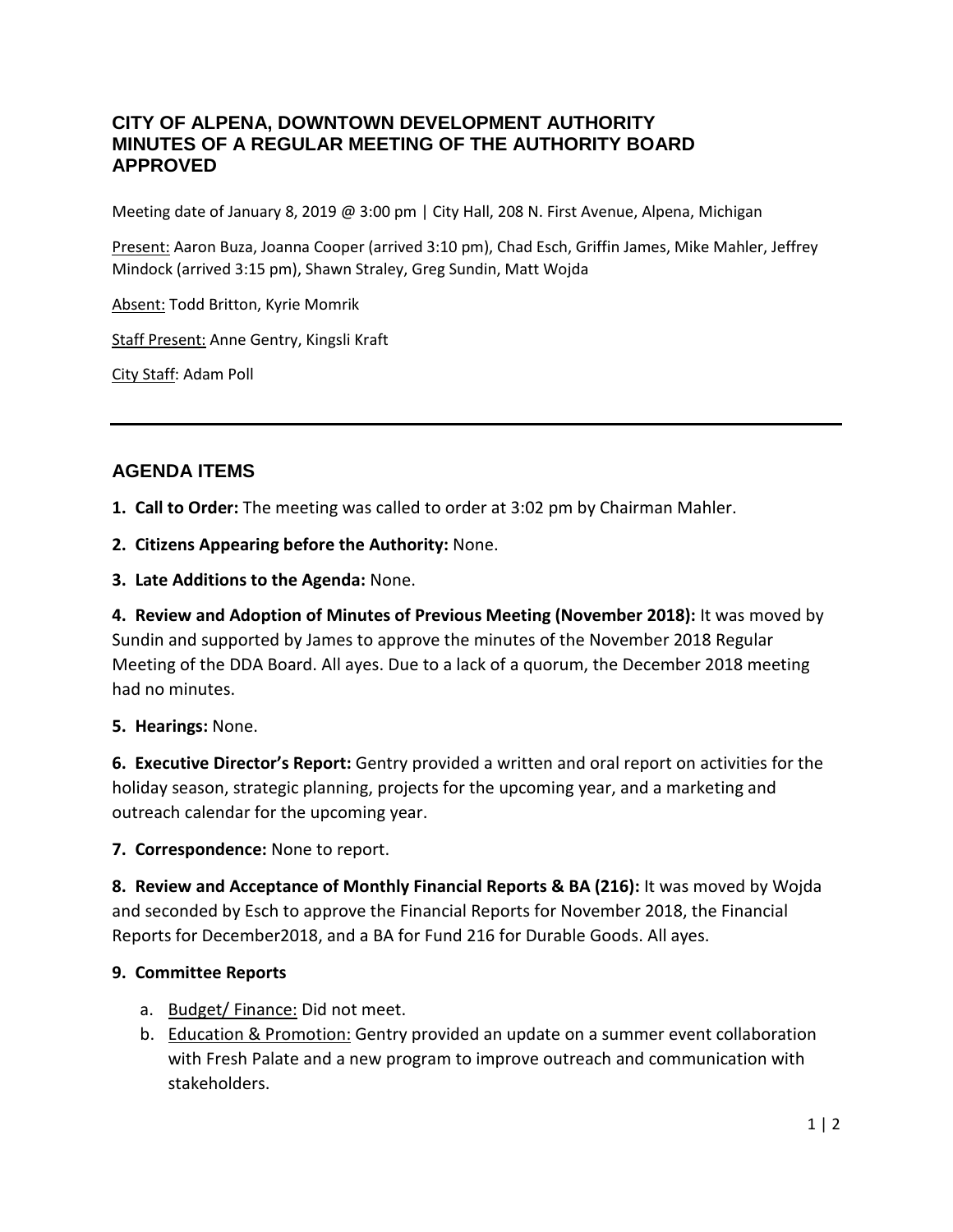# CITY OF ALPENA, DOWNTOWN DEVELOPMENT AUTHORITY
# MINUTES OF A REGULAR MEETING OF THE AUTHORITY BOARD
# APPROVED

Meeting date of January 8, 2019 @ 3:00 pm | City Hall, 208 N. First Avenue, Alpena, Michigan

Present: Aaron Buza, Joanna Cooper (arrived 3:10 pm), Chad Esch, Griffin James, Mike Mahler, Jeffrey Mindock (arrived 3:15 pm), Shawn Straley, Greg Sundin, Matt Wojda

Absent: Todd Britton, Kyrie Momrik

Staff Present: Anne Gentry, Kingsli Kraft

City Staff: Adam Poll

---

## AGENDA ITEMS

**1. Call to Order:** The meeting was called to order at 3:02 pm by Chairman Mahler.

**2. Citizens Appearing before the Authority:** None.

**3. Late Additions to the Agenda:** None.

**4. Review and Adoption of Minutes of Previous Meeting (November 2018):** It was moved by Sundin and supported by James to approve the minutes of the November 2018 Regular Meeting of the DDA Board. All ayes. Due to a lack of a quorum, the December 2018 meeting had no minutes.

**5. Hearings:** None.

**6. Executive Director's Report:** Gentry provided a written and oral report on activities for the holiday season, strategic planning, projects for the upcoming year, and a marketing and outreach calendar for the upcoming year.

**7. Correspondence:** None to report.

**8. Review and Acceptance of Monthly Financial Reports & BA (216):** It was moved by Wojda and seconded by Esch to approve the Financial Reports for November 2018, the Financial Reports for December2018, and a BA for Fund 216 for Durable Goods. All ayes.

**9. Committee Reports**

a. Budget/ Finance: Did not meet.

b. Education & Promotion: Gentry provided an update on a summer event collaboration with Fresh Palate and a new program to improve outreach and communication with stakeholders.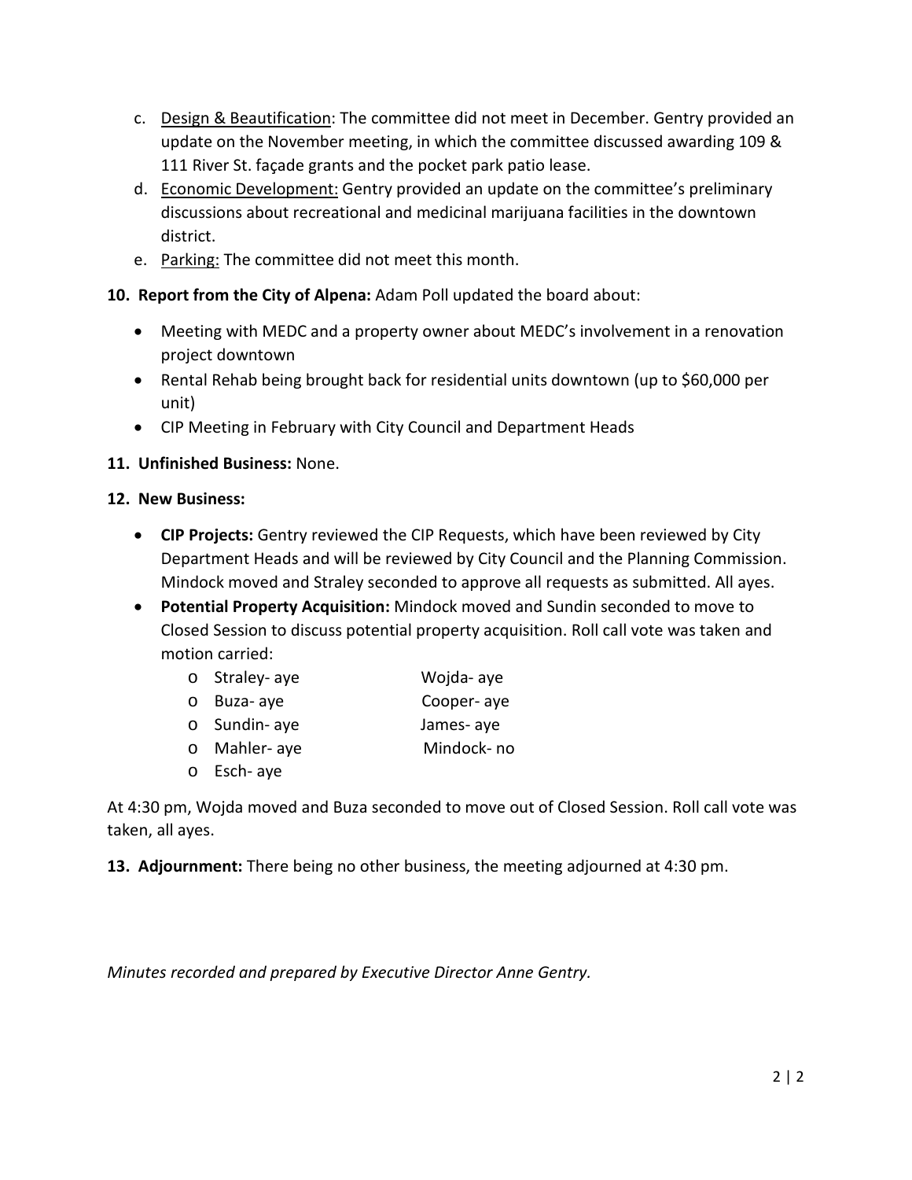c. <u>Design & Beautification</u>: The committee did not meet in December. Gentry provided an update on the November meeting, in which the committee discussed awarding 109 & 111 River St. façade grants and the pocket park patio lease.

d. <u>Economic Development:</u> Gentry provided an update on the committee's preliminary discussions about recreational and medicinal marijuana facilities in the downtown district.

e. <u>Parking:</u> The committee did not meet this month.

**10. Report from the City of Alpena:** Adam Poll updated the board about:

- Meeting with MEDC and a property owner about MEDC's involvement in a renovation project downtown
- Rental Rehab being brought back for residential units downtown (up to $60,000 per unit)
- CIP Meeting in February with City Council and Department Heads

**11. Unfinished Business:** None.

**12. New Business:**

- **CIP Projects:** Gentry reviewed the CIP Requests, which have been reviewed by City Department Heads and will be reviewed by City Council and the Planning Commission. Mindock moved and Straley seconded to approve all requests as submitted. All ayes.
- **Potential Property Acquisition:** Mindock moved and Sundin seconded to move to Closed Session to discuss potential property acquisition. Roll call vote was taken and motion carried:
  - Straley- aye
  - Wojda- aye
  - Buza- aye
  - Cooper- aye
  - Sundin- aye
  - James- aye
  - Mahler- aye
  - Mindock- no
  - Esch- aye

At 4:30 pm, Wojda moved and Buza seconded to move out of Closed Session. Roll call vote was taken, all ayes.

**13. Adjournment:** There being no other business, the meeting adjourned at 4:30 pm.

*Minutes recorded and prepared by Executive Director Anne Gentry.*